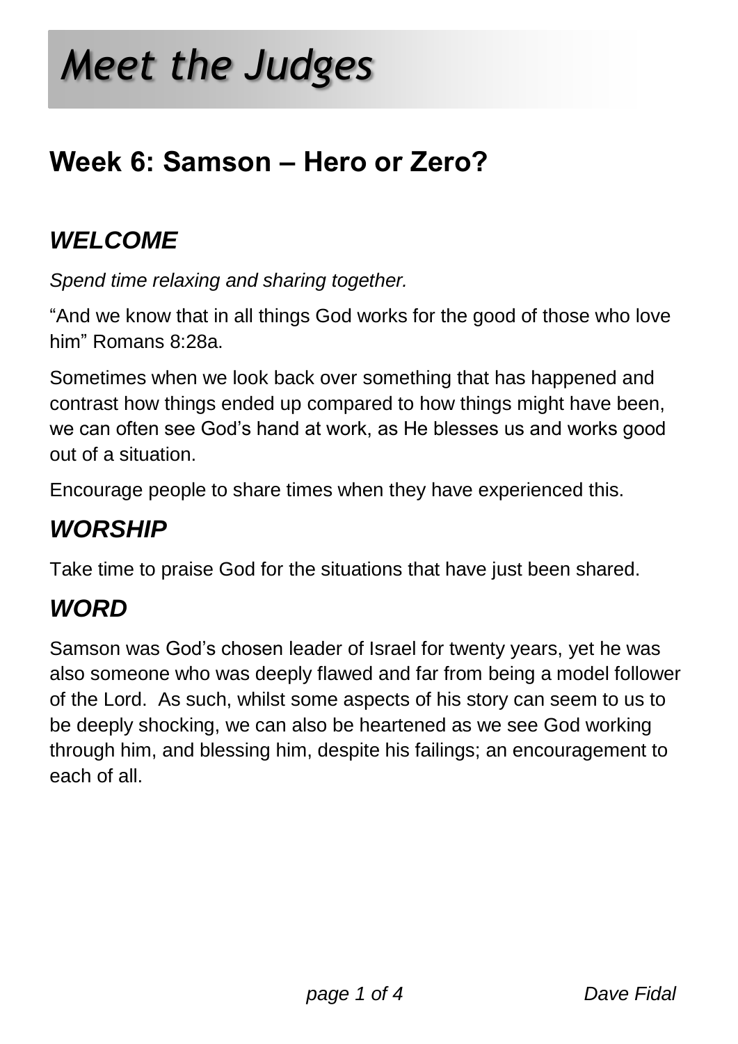# *Meet the Judges*

## Week 6: Samson – Hero or Zero?

### *WELCOME*

*Spend time relaxing and sharing together.*

"And we know that in all things God works for the good of those who love him" Romans 8:28a.

Sometimes when we look back over something that has happened and contrast how things ended up compared to how things might have been, we can often see God's hand at work, as He blesses us and works good out of a situation.

Encourage people to share times when they have experienced this.

### *WORSHIP*

Take time to praise God for the situations that have just been shared.

### *WORD*

Samson was God's chosen leader of Israel for twenty years, yet he was also someone who was deeply flawed and far from being a model follower of the Lord. As such, whilst some aspects of his story can seem to us to be deeply shocking, we can also be heartened as we see God working through him, and blessing him, despite his failings; an encouragement to each of all.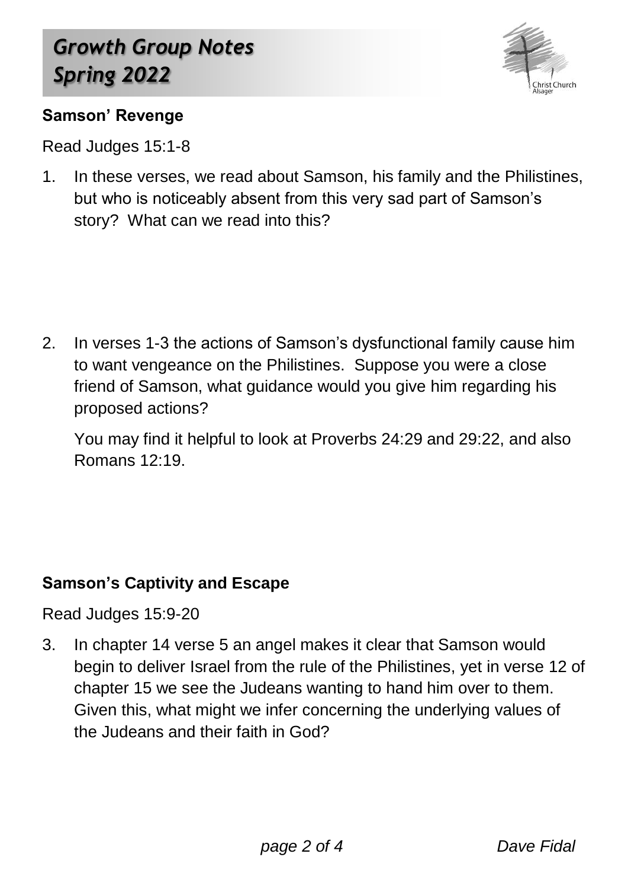## Samson' Revenge

Read Judges 15:1-8

1. In these verses, we read about Samson, his family and the Philistines, but who is noticeably absent from this very sad part of Samson's story? What can we read into this?

2. In verses 1-3 the actions of Samson's dysfunctional family cause him to want vengeance on the Philistines. Suppose you were a close friend of Samson, what guidance would you give him regarding his proposed actions?

   You may find it helpful to look at Proverbs 24:29 and 29:22, and also Romans 12:19.

## Samson's Captivity and Escape

Read Judges 15:9-20

3. In chapter 14 verse 5 an angel makes it clear that Samson would begin to deliver Israel from the rule of the Philistines, yet in verse 12 of chapter 15 we see the Judeans wanting to hand him over to them. Given this, what might we infer concerning the underlying values of the Judeans and their faith in God?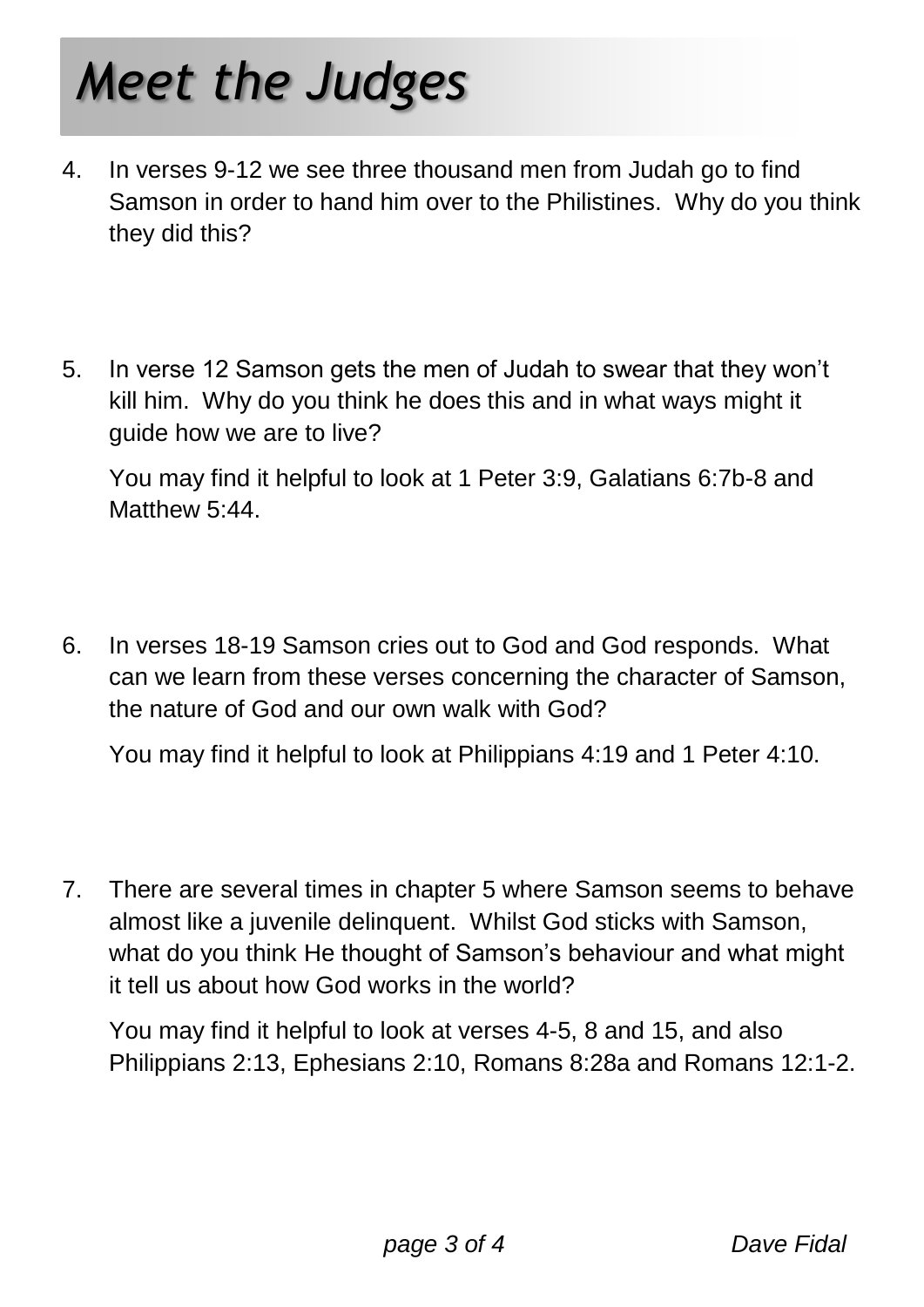# *Meet the Judges*

4. In verses 9-12 we see three thousand men from Judah go to find Samson in order to hand him over to the Philistines. Why do you think they did this?

5. In verse 12 Samson gets the men of Judah to swear that they won't kill him. Why do you think he does this and in what ways might it guide how we are to live?

   You may find it helpful to look at 1 Peter 3:9, Galatians 6:7b-8 and Matthew 5:44.

6. In verses 18-19 Samson cries out to God and God responds. What can we learn from these verses concerning the character of Samson, the nature of God and our own walk with God?

   You may find it helpful to look at Philippians 4:19 and 1 Peter 4:10.

7. There are several times in chapter 5 where Samson seems to behave almost like a juvenile delinquent. Whilst God sticks with Samson, what do you think He thought of Samson's behaviour and what might it tell us about how God works in the world?

   You may find it helpful to look at verses 4-5, 8 and 15, and also Philippians 2:13, Ephesians 2:10, Romans 8:28a and Romans 12:1-2.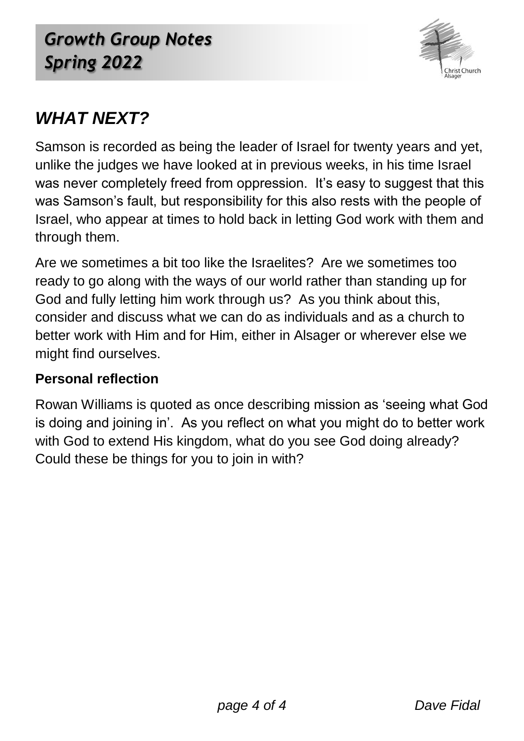## *WHAT NEXT?*

Samson is recorded as being the leader of Israel for twenty years and yet, unlike the judges we have looked at in previous weeks, in his time Israel was never completely freed from oppression. It's easy to suggest that this was Samson's fault, but responsibility for this also rests with the people of Israel, who appear at times to hold back in letting God work with them and through them.

Are we sometimes a bit too like the Israelites? Are we sometimes too ready to go along with the ways of our world rather than standing up for God and fully letting him work through us? As you think about this, consider and discuss what we can do as individuals and as a church to better work with Him and for Him, either in Alsager or wherever else we might find ourselves.

**Personal reflection**

Rowan Williams is quoted as once describing mission as 'seeing what God is doing and joining in'. As you reflect on what you might do to better work with God to extend His kingdom, what do you see God doing already? Could these be things for you to join in with?

*Dave Fidal*